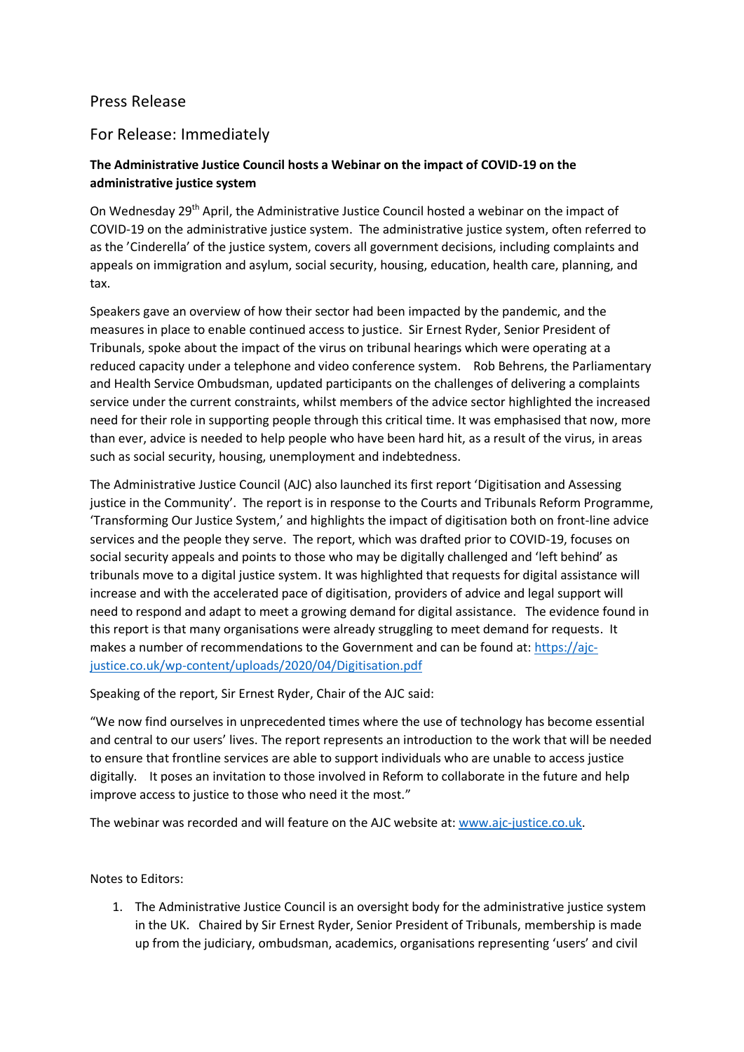Press Release

For Release: Immediately

**The Administrative Justice Council hosts a Webinar on the impact of COVID-19 on the administrative justice system**

On Wednesday 29th April, the Administrative Justice Council hosted a webinar on the impact of COVID-19 on the administrative justice system. The administrative justice system, often referred to as the 'Cinderella' of the justice system, covers all government decisions, including complaints and appeals on immigration and asylum, social security, housing, education, health care, planning, and tax.

Speakers gave an overview of how their sector had been impacted by the pandemic, and the measures in place to enable continued access to justice. Sir Ernest Ryder, Senior President of Tribunals, spoke about the impact of the virus on tribunal hearings which were operating at a reduced capacity under a telephone and video conference system. Rob Behrens, the Parliamentary and Health Service Ombudsman, updated participants on the challenges of delivering a complaints service under the current constraints, whilst members of the advice sector highlighted the increased need for their role in supporting people through this critical time. It was emphasised that now, more than ever, advice is needed to help people who have been hard hit, as a result of the virus, in areas such as social security, housing, unemployment and indebtedness.

The Administrative Justice Council (AJC) also launched its first report 'Digitisation and Assessing justice in the Community'. The report is in response to the Courts and Tribunals Reform Programme, 'Transforming Our Justice System,' and highlights the impact of digitisation both on front-line advice services and the people they serve. The report, which was drafted prior to COVID-19, focuses on social security appeals and points to those who may be digitally challenged and 'left behind' as tribunals move to a digital justice system. It was highlighted that requests for digital assistance will increase and with the accelerated pace of digitisation, providers of advice and legal support will need to respond and adapt to meet a growing demand for digital assistance. The evidence found in this report is that many organisations were already struggling to meet demand for requests. It makes a number of recommendations to the Government and can be found at: [https://ajc-justice.co.uk/wp-content/uploads/2020/04/Digitisation.pdf](https://ajc-justice.co.uk/wp-content/uploads/2020/04/Digitisation.pdf)

Speaking of the report, Sir Ernest Ryder, Chair of the AJC said:

"We now find ourselves in unprecedented times where the use of technology has become essential and central to our users' lives. The report represents an introduction to the work that will be needed to ensure that frontline services are able to support individuals who are unable to access justice digitally. It poses an invitation to those involved in Reform to collaborate in the future and help improve access to justice to those who need it the most."

The webinar was recorded and will feature on the AJC website at: [www.ajc-justice.co.uk](http://www.ajc-justice.co.uk).

Notes to Editors:

1. The Administrative Justice Council is an oversight body for the administrative justice system in the UK. Chaired by Sir Ernest Ryder, Senior President of Tribunals, membership is made up from the judiciary, ombudsman, academics, organisations representing 'users' and civil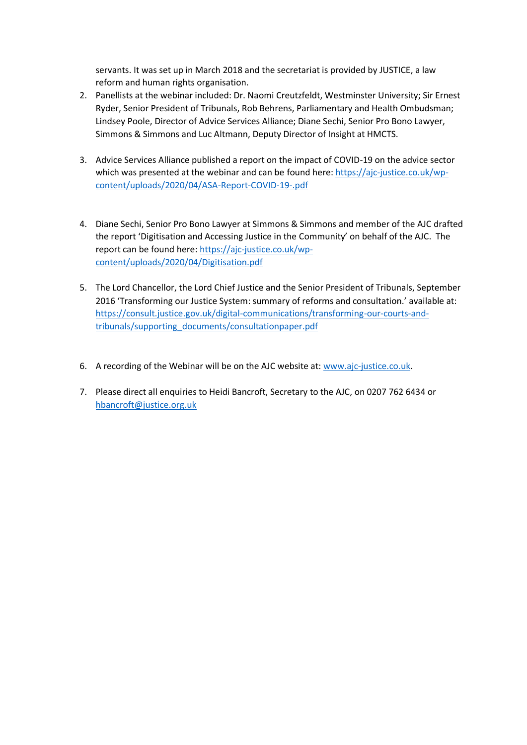servants. It was set up in March 2018 and the secretariat is provided by JUSTICE, a law reform and human rights organisation.

2. Panellists at the webinar included: Dr. Naomi Creutzfeldt, Westminster University; Sir Ernest Ryder, Senior President of Tribunals, Rob Behrens, Parliamentary and Health Ombudsman; Lindsey Poole, Director of Advice Services Alliance; Diane Sechi, Senior Pro Bono Lawyer, Simmons & Simmons and Luc Altmann, Deputy Director of Insight at HMCTS.

3. Advice Services Alliance published a report on the impact of COVID-19 on the advice sector which was presented at the webinar and can be found here: https://ajc-justice.co.uk/wp-content/uploads/2020/04/ASA-Report-COVID-19-.pdf

4. Diane Sechi, Senior Pro Bono Lawyer at Simmons & Simmons and member of the AJC drafted the report 'Digitisation and Accessing Justice in the Community' on behalf of the AJC. The report can be found here: https://ajc-justice.co.uk/wp-content/uploads/2020/04/Digitisation.pdf

5. The Lord Chancellor, the Lord Chief Justice and the Senior President of Tribunals, September 2016 'Transforming our Justice System: summary of reforms and consultation.' available at: https://consult.justice.gov.uk/digital-communications/transforming-our-courts-and-tribunals/supporting_documents/consultationpaper.pdf

6. A recording of the Webinar will be on the AJC website at: www.ajc-justice.co.uk.

7. Please direct all enquiries to Heidi Bancroft, Secretary to the AJC, on 0207 762 6434 or hbancroft@justice.org.uk